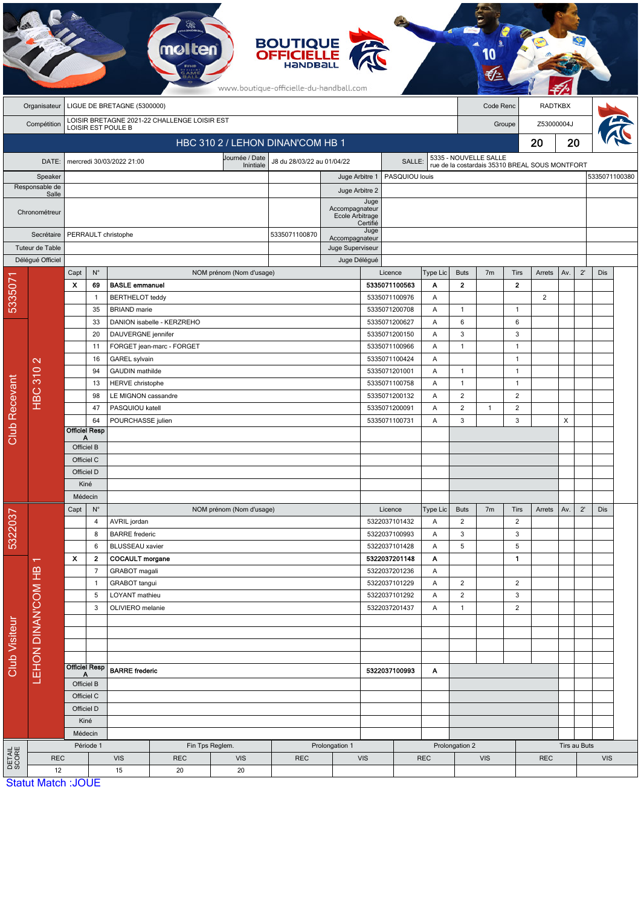BOUTIQUE OFFICIELLE HANDBALL

www.boutique-officielle-du-handball.com

| | | | |
|---|---|---|---|
| Organisateur | LIGUE DE BRETAGNE (5300000) | Code Renc | RADTKBX |
| Compétition | LOISIR BRETAGNE 2021-22 CHALLENGE LOISIR EST LOISIR EST POULE B | Groupe | Z53000004J |

## HBC 310 2 / LEHON DINAN'COM HB 1 — 20 / 20

| | | | | | |
|---|---|---|---|---|---|
| DATE: | mercredi 30/03/2022 21:00 | Journée / Date Initiale | J8 du 28/03/22 au 01/04/22 | SALLE: | 5335 - NOUVELLE SALLE rue de la costardais 35310 BREAL SOUS MONTFORT |
| Speaker | | | Juge Arbitre 1 | PASQUIOU louis | 5335071100380 |
| Responsable de Salle | | | Juge Arbitre 2 | | |
| Chronométreur | | | Juge Accompagnateur Ecole Arbitrage Certifié | | |
| Secrétaire | PERRAULT christophe | 5335071100870 | Juge Accompagnateur | | |
| Tuteur de Table | | | Juge Superviseur | | |
| Délégué Officiel | | | Juge Délégué | | |

### Club Recevant — 5335071 — HBC 310 2

| Capt | N° | NOM prénom (Nom d'usage) | Licence | Type Lic | Buts | 7m | Tirs | Arrets | Av. | 2' | Dis |
|---|---|---|---|---|---|---|---|---|---|---|---|
| X | 69 | **BASLE emmanuel** | **5335071100563** | **A** | **2** | | **2** | | | | |
| | 1 | BERTHELOT teddy | 5335071100976 | A | | | | 2 | | | |
| | 35 | BRIAND marie | 5335071200708 | A | 1 | | 1 | | | | |
| | 33 | DANION isabelle - KERZREHO | 5335071200627 | A | 6 | | 6 | | | | |
| | 20 | DAUVERGNE jennifer | 5335071200150 | A | 3 | | 3 | | | | |
| | 11 | FORGET jean-marc - FORGET | 5335071100966 | A | 1 | | 1 | | | | |
| | 16 | GAREL sylvain | 5335071100424 | A | | | 1 | | | | |
| | 94 | GAUDIN mathilde | 5335071201001 | A | 1 | | 1 | | | | |
| | 13 | HERVE christophe | 5335071100758 | A | 1 | | 1 | | | | |
| | 98 | LE MIGNON cassandre | 5335071200132 | A | 2 | | 2 | | | | |
| | 47 | PASQUIOU katell | 5335071200091 | A | 2 | 1 | 2 | | | | |
| | 64 | POURCHASSE julien | 5335071100731 | A | 3 | | 3 | | X | | |
| Officiel Resp A | | | | | | | | | | | |
| Officiel B | | | | | | | | | | | |
| Officiel C | | | | | | | | | | | |
| Officiel D | | | | | | | | | | | |
| Kiné | | | | | | | | | | | |
| Médecin | | | | | | | | | | | |

### Club Visiteur — 5322037 — LEHON DINAN'COM HB 1

| Capt | N° | NOM prénom (Nom d'usage) | Licence | Type Lic | Buts | 7m | Tirs | Arrets | Av. | 2' | Dis |
|---|---|---|---|---|---|---|---|---|---|---|---|
| | 4 | AVRIL jordan | 5322037101432 | A | 2 | | 2 | | | | |
| | 8 | BARRE frederic | 5322037100993 | A | 3 | | 3 | | | | |
| | 6 | BLUSSEAU xavier | 5322037101428 | A | 5 | | 5 | | | | |
| X | 2 | **COCAULT morgane** | **5322037201148** | **A** | | | **1** | | | | |
| | 7 | GRABOT magali | 5322037201236 | A | | | | | | | |
| | 1 | GRABOT tangui | 5322037101229 | A | 2 | | 2 | | | | |
| | 5 | LOYANT mathieu | 5322037101292 | A | 2 | | 3 | | | | |
| | 3 | OLIVIERO melanie | 5322037201437 | A | 1 | | 2 | | | | |
| Officiel Resp A | | **BARRE frederic** | **5322037100993** | **A** | | | | | | | |
| Officiel B | | | | | | | | | | | |
| Officiel C | | | | | | | | | | | |
| Officiel D | | | | | | | | | | | |
| Kiné | | | | | | | | | | | |
| Médecin | | | | | | | | | | | |

### DETAIL SCORE

| Période 1 | | Fin Tps Reglem. | | Prolongation 1 | | Prolongation 2 | | Tirs au Buts | |
|---|---|---|---|---|---|---|---|---|---|
| REC | VIS | REC | VIS | REC | VIS | REC | VIS | REC | VIS |
| 12 | 15 | 20 | 20 | | | | | | |

Statut Match :JOUE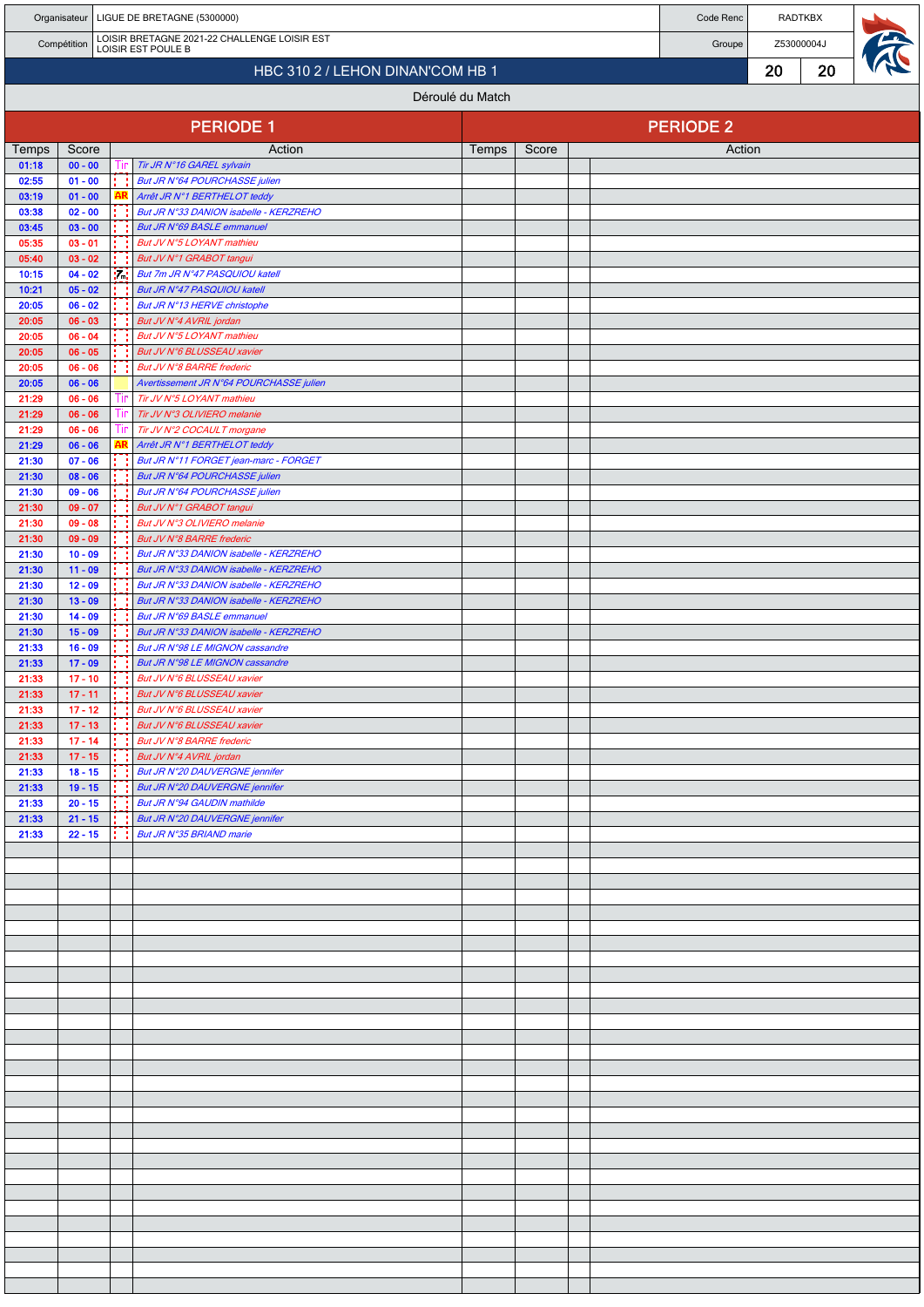| Organisateur | LIGUE DE BRETAGNE (5300000) | Code Renc | RADTKBX |
|---|---|---|---|
| Compétition | LOISIR BRETAGNE 2021-22 CHALLENGE LOISIR EST LOISIR EST POULE B | Groupe | Z53000004J |

## HBC 310 2 / LEHON DINAN'COM HB 1 — 20 | 20

### Déroulé du Match

| PERIODE 1 | | | | PERIODE 2 | | | |
|---|---|---|---|---|---|---|---|
| Temps | Score | | Action | Temps | Score | | Action |
| 01:18 | 00 - 00 | Tir | Tir JR N°16 GAREL sylvain | | | | |
| 02:55 | 01 - 00 | | But JR N°64 POURCHASSE julien | | | | |
| 03:19 | 01 - 00 | AR | Arrêt JR N°1 BERTHELOT teddy | | | | |
| 03:38 | 02 - 00 | | But JR N°33 DANION isabelle - KERZREHO | | | | |
| 03:45 | 03 - 00 | | But JR N°69 BASLE emmanuel | | | | |
| 05:35 | 03 - 01 | | But JV N°5 LOYANT mathieu | | | | |
| 05:40 | 03 - 02 | | But JV N°1 GRABOT tangui | | | | |
| 10:15 | 04 - 02 | 7m | But 7m JR N°47 PASQUIOU katell | | | | |
| 10:21 | 05 - 02 | | But JR N°47 PASQUIOU katell | | | | |
| 20:05 | 06 - 02 | | But JR N°13 HERVE christophe | | | | |
| 20:05 | 06 - 03 | | But JV N°4 AVRIL jordan | | | | |
| 20:05 | 06 - 04 | | But JV N°5 LOYANT mathieu | | | | |
| 20:05 | 06 - 05 | | But JV N°6 BLUSSEAU xavier | | | | |
| 20:05 | 06 - 06 | | But JV N°8 BARRE frederic | | | | |
| 20:05 | 06 - 06 | | Avertissement JR N°64 POURCHASSE julien | | | | |
| 21:29 | 06 - 06 | Tir | Tir JV N°5 LOYANT mathieu | | | | |
| 21:29 | 06 - 06 | Tir | Tir JV N°3 OLIVIERO melanie | | | | |
| 21:29 | 06 - 06 | Tir | Tir JV N°2 COCAULT morgane | | | | |
| 21:29 | 06 - 06 | AR | Arrêt JR N°1 BERTHELOT teddy | | | | |
| 21:30 | 07 - 06 | | But JR N°11 FORGET jean-marc - FORGET | | | | |
| 21:30 | 08 - 06 | | But JR N°64 POURCHASSE julien | | | | |
| 21:30 | 09 - 06 | | But JR N°64 POURCHASSE julien | | | | |
| 21:30 | 09 - 07 | | But JV N°1 GRABOT tangui | | | | |
| 21:30 | 09 - 08 | | But JV N°3 OLIVIERO melanie | | | | |
| 21:30 | 09 - 09 | | But JV N°8 BARRE frederic | | | | |
| 21:30 | 10 - 09 | | But JR N°33 DANION isabelle - KERZREHO | | | | |
| 21:30 | 11 - 09 | | But JR N°33 DANION isabelle - KERZREHO | | | | |
| 21:30 | 12 - 09 | | But JR N°33 DANION isabelle - KERZREHO | | | | |
| 21:30 | 13 - 09 | | But JR N°33 DANION isabelle - KERZREHO | | | | |
| 21:30 | 14 - 09 | | But JR N°69 BASLE emmanuel | | | | |
| 21:30 | 15 - 09 | | But JR N°33 DANION isabelle - KERZREHO | | | | |
| 21:33 | 16 - 09 | | But JR N°98 LE MIGNON cassandre | | | | |
| 21:33 | 17 - 09 | | But JR N°98 LE MIGNON cassandre | | | | |
| 21:33 | 17 - 10 | | But JV N°6 BLUSSEAU xavier | | | | |
| 21:33 | 17 - 11 | | But JV N°6 BLUSSEAU xavier | | | | |
| 21:33 | 17 - 12 | | But JV N°6 BLUSSEAU xavier | | | | |
| 21:33 | 17 - 13 | | But JV N°6 BLUSSEAU xavier | | | | |
| 21:33 | 17 - 14 | | But JV N°8 BARRE frederic | | | | |
| 21:33 | 17 - 15 | | But JV N°4 AVRIL jordan | | | | |
| 21:33 | 18 - 15 | | But JR N°20 DAUVERGNE jennifer | | | | |
| 21:33 | 19 - 15 | | But JR N°20 DAUVERGNE jennifer | | | | |
| 21:33 | 20 - 15 | | But JR N°94 GAUDIN mathilde | | | | |
| 21:33 | 21 - 15 | | But JR N°20 DAUVERGNE jennifer | | | | |
| 21:33 | 22 - 15 | | But JR N°35 BRIAND marie | | | | |